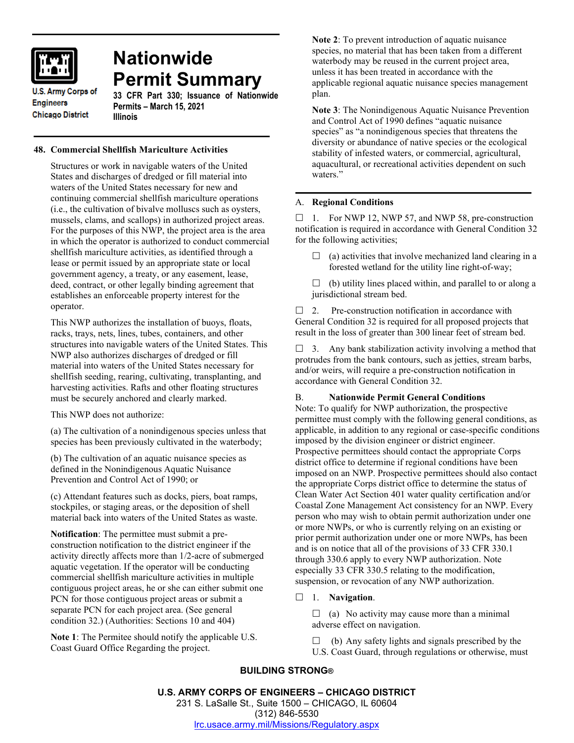U.S. Army Corps of Engineers
Chicago District

# Nationwide Permit Summary

**33 CFR Part 330; Issuance of Nationwide Permits – March 15, 2021**
**Illinois**

## 48. Commercial Shellfish Mariculture Activities

Structures or work in navigable waters of the United States and discharges of dredged or fill material into waters of the United States necessary for new and continuing commercial shellfish mariculture operations (i.e., the cultivation of bivalve molluscs such as oysters, mussels, clams, and scallops) in authorized project areas. For the purposes of this NWP, the project area is the area in which the operator is authorized to conduct commercial shellfish mariculture activities, as identified through a lease or permit issued by an appropriate state or local government agency, a treaty, or any easement, lease, deed, contract, or other legally binding agreement that establishes an enforceable property interest for the operator.

This NWP authorizes the installation of buoys, floats, racks, trays, nets, lines, tubes, containers, and other structures into navigable waters of the United States. This NWP also authorizes discharges of dredged or fill material into waters of the United States necessary for shellfish seeding, rearing, cultivating, transplanting, and harvesting activities. Rafts and other floating structures must be securely anchored and clearly marked.

This NWP does not authorize:

(a) The cultivation of a nonindigenous species unless that species has been previously cultivated in the waterbody;

(b) The cultivation of an aquatic nuisance species as defined in the Nonindigenous Aquatic Nuisance Prevention and Control Act of 1990; or

(c) Attendant features such as docks, piers, boat ramps, stockpiles, or staging areas, or the deposition of shell material back into waters of the United States as waste.

**Notification**: The permittee must submit a pre-construction notification to the district engineer if the activity directly affects more than 1/2-acre of submerged aquatic vegetation. If the operator will be conducting commercial shellfish mariculture activities in multiple contiguous project areas, he or she can either submit one PCN for those contiguous project areas or submit a separate PCN for each project area. (See general condition 32.) (Authorities: Sections 10 and 404)

**Note 1**: The Permitee should notify the applicable U.S. Coast Guard Office Regarding the project.

**Note 2**: To prevent introduction of aquatic nuisance species, no material that has been taken from a different waterbody may be reused in the current project area, unless it has been treated in accordance with the applicable regional aquatic nuisance species management plan.

**Note 3**: The Nonindigenous Aquatic Nuisance Prevention and Control Act of 1990 defines "aquatic nuisance species" as "a nonindigenous species that threatens the diversity or abundance of native species or the ecological stability of infested waters, or commercial, agricultural, aquacultural, or recreational activities dependent on such waters."

### A. Regional Conditions

☐ 1. For NWP 12, NWP 57, and NWP 58, pre-construction notification is required in accordance with General Condition 32 for the following activities;

☐ (a) activities that involve mechanized land clearing in a forested wetland for the utility line right-of-way;

☐ (b) utility lines placed within, and parallel to or along a jurisdictional stream bed.

☐ 2. Pre-construction notification in accordance with General Condition 32 is required for all proposed projects that result in the loss of greater than 300 linear feet of stream bed.

☐ 3. Any bank stabilization activity involving a method that protrudes from the bank contours, such as jetties, stream barbs, and/or weirs, will require a pre-construction notification in accordance with General Condition 32.

### B. Nationwide Permit General Conditions

Note: To qualify for NWP authorization, the prospective permittee must comply with the following general conditions, as applicable, in addition to any regional or case-specific conditions imposed by the division engineer or district engineer. Prospective permittees should contact the appropriate Corps district office to determine if regional conditions have been imposed on an NWP. Prospective permittees should also contact the appropriate Corps district office to determine the status of Clean Water Act Section 401 water quality certification and/or Coastal Zone Management Act consistency for an NWP. Every person who may wish to obtain permit authorization under one or more NWPs, or who is currently relying on an existing or prior permit authorization under one or more NWPs, has been and is on notice that all of the provisions of 33 CFR 330.1 through 330.6 apply to every NWP authorization. Note especially 33 CFR 330.5 relating to the modification, suspension, or revocation of any NWP authorization.

☐ 1. **Navigation**.

☐ (a) No activity may cause more than a minimal adverse effect on navigation.

☐ (b) Any safety lights and signals prescribed by the U.S. Coast Guard, through regulations or otherwise, must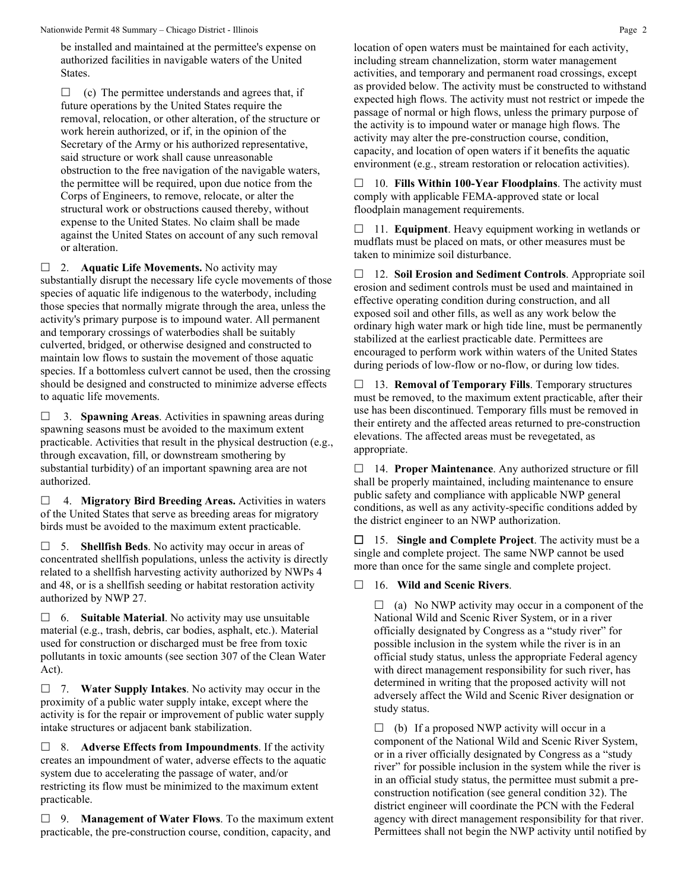be installed and maintained at the permittee's expense on authorized facilities in navigable waters of the United States.

☐ (c) The permittee understands and agrees that, if future operations by the United States require the removal, relocation, or other alteration, of the structure or work herein authorized, or if, in the opinion of the Secretary of the Army or his authorized representative, said structure or work shall cause unreasonable obstruction to the free navigation of the navigable waters, the permittee will be required, upon due notice from the Corps of Engineers, to remove, relocate, or alter the structural work or obstructions caused thereby, without expense to the United States. No claim shall be made against the United States on account of any such removal or alteration.

☐ 2. **Aquatic Life Movements.** No activity may substantially disrupt the necessary life cycle movements of those species of aquatic life indigenous to the waterbody, including those species that normally migrate through the area, unless the activity's primary purpose is to impound water. All permanent and temporary crossings of waterbodies shall be suitably culverted, bridged, or otherwise designed and constructed to maintain low flows to sustain the movement of those aquatic species. If a bottomless culvert cannot be used, then the crossing should be designed and constructed to minimize adverse effects to aquatic life movements.

☐ 3. **Spawning Areas**. Activities in spawning areas during spawning seasons must be avoided to the maximum extent practicable. Activities that result in the physical destruction (e.g., through excavation, fill, or downstream smothering by substantial turbidity) of an important spawning area are not authorized.

☐ 4. **Migratory Bird Breeding Areas.** Activities in waters of the United States that serve as breeding areas for migratory birds must be avoided to the maximum extent practicable.

☐ 5. **Shellfish Beds**. No activity may occur in areas of concentrated shellfish populations, unless the activity is directly related to a shellfish harvesting activity authorized by NWPs 4 and 48, or is a shellfish seeding or habitat restoration activity authorized by NWP 27.

☐ 6. **Suitable Material**. No activity may use unsuitable material (e.g., trash, debris, car bodies, asphalt, etc.). Material used for construction or discharged must be free from toxic pollutants in toxic amounts (see section 307 of the Clean Water Act).

☐ 7. **Water Supply Intakes**. No activity may occur in the proximity of a public water supply intake, except where the activity is for the repair or improvement of public water supply intake structures or adjacent bank stabilization.

☐ 8. **Adverse Effects from Impoundments**. If the activity creates an impoundment of water, adverse effects to the aquatic system due to accelerating the passage of water, and/or restricting its flow must be minimized to the maximum extent practicable.

☐ 9. **Management of Water Flows**. To the maximum extent practicable, the pre-construction course, condition, capacity, and location of open waters must be maintained for each activity, including stream channelization, storm water management activities, and temporary and permanent road crossings, except as provided below. The activity must be constructed to withstand expected high flows. The activity must not restrict or impede the passage of normal or high flows, unless the primary purpose of the activity is to impound water or manage high flows. The activity may alter the pre-construction course, condition, capacity, and location of open waters if it benefits the aquatic environment (e.g., stream restoration or relocation activities).

☐ 10. **Fills Within 100-Year Floodplains**. The activity must comply with applicable FEMA-approved state or local floodplain management requirements.

☐ 11. **Equipment**. Heavy equipment working in wetlands or mudflats must be placed on mats, or other measures must be taken to minimize soil disturbance.

☐ 12. **Soil Erosion and Sediment Controls**. Appropriate soil erosion and sediment controls must be used and maintained in effective operating condition during construction, and all exposed soil and other fills, as well as any work below the ordinary high water mark or high tide line, must be permanently stabilized at the earliest practicable date. Permittees are encouraged to perform work within waters of the United States during periods of low-flow or no-flow, or during low tides.

☐ 13. **Removal of Temporary Fills**. Temporary structures must be removed, to the maximum extent practicable, after their use has been discontinued. Temporary fills must be removed in their entirety and the affected areas returned to pre-construction elevations. The affected areas must be revegetated, as appropriate.

☐ 14. **Proper Maintenance**. Any authorized structure or fill shall be properly maintained, including maintenance to ensure public safety and compliance with applicable NWP general conditions, as well as any activity-specific conditions added by the district engineer to an NWP authorization.

☐ 15. **Single and Complete Project**. The activity must be a single and complete project. The same NWP cannot be used more than once for the same single and complete project.

☐ 16. **Wild and Scenic Rivers**.

☐ (a) No NWP activity may occur in a component of the National Wild and Scenic River System, or in a river officially designated by Congress as a "study river" for possible inclusion in the system while the river is in an official study status, unless the appropriate Federal agency with direct management responsibility for such river, has determined in writing that the proposed activity will not adversely affect the Wild and Scenic River designation or study status.

☐ (b) If a proposed NWP activity will occur in a component of the National Wild and Scenic River System, or in a river officially designated by Congress as a "study river" for possible inclusion in the system while the river is in an official study status, the permittee must submit a pre-construction notification (see general condition 32). The district engineer will coordinate the PCN with the Federal agency with direct management responsibility for that river. Permittees shall not begin the NWP activity until notified by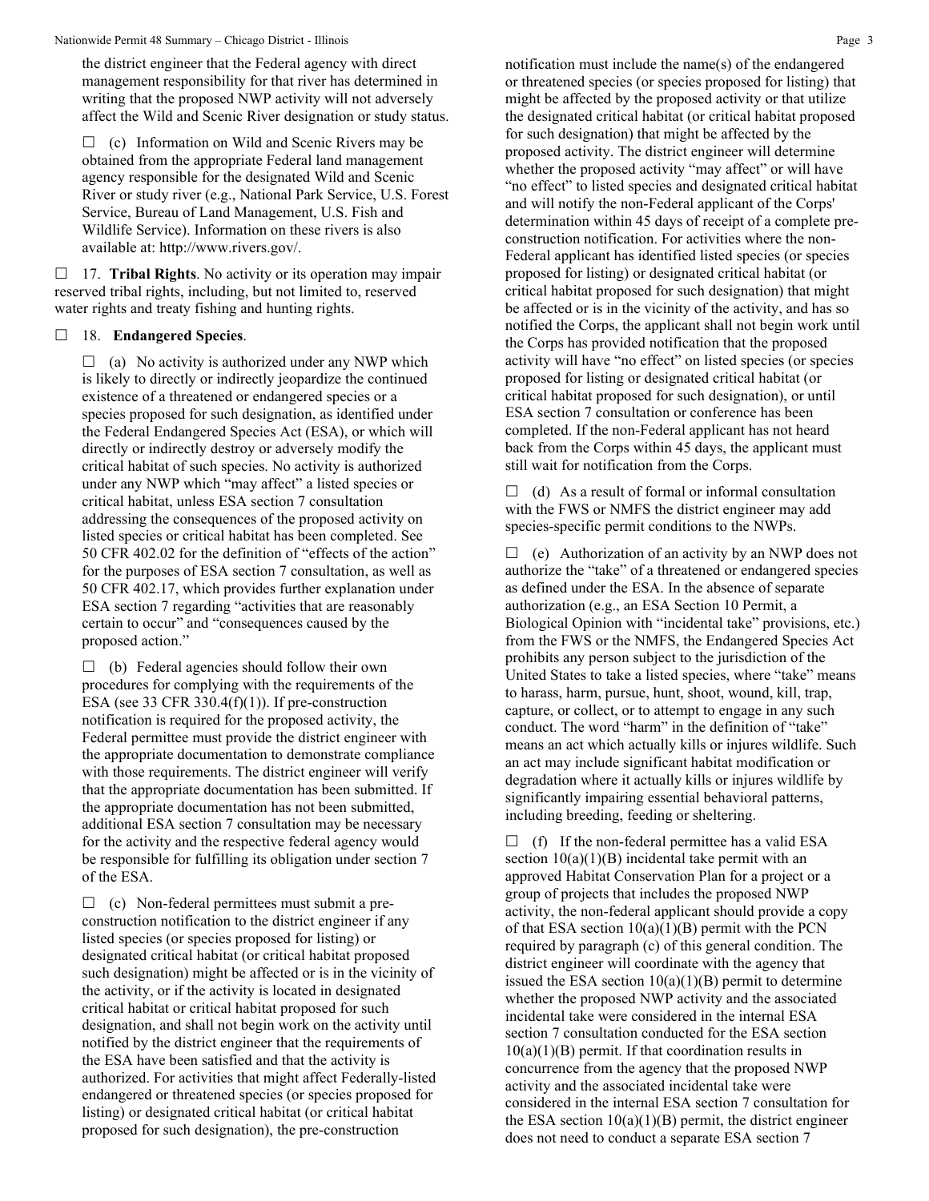the district engineer that the Federal agency with direct management responsibility for that river has determined in writing that the proposed NWP activity will not adversely affect the Wild and Scenic River designation or study status.

☐ (c) Information on Wild and Scenic Rivers may be obtained from the appropriate Federal land management agency responsible for the designated Wild and Scenic River or study river (e.g., National Park Service, U.S. Forest Service, Bureau of Land Management, U.S. Fish and Wildlife Service). Information on these rivers is also available at: http://www.rivers.gov/.

☐ 17. **Tribal Rights**. No activity or its operation may impair reserved tribal rights, including, but not limited to, reserved water rights and treaty fishing and hunting rights.

☐ 18. **Endangered Species**.

☐ (a) No activity is authorized under any NWP which is likely to directly or indirectly jeopardize the continued existence of a threatened or endangered species or a species proposed for such designation, as identified under the Federal Endangered Species Act (ESA), or which will directly or indirectly destroy or adversely modify the critical habitat of such species. No activity is authorized under any NWP which "may affect" a listed species or critical habitat, unless ESA section 7 consultation addressing the consequences of the proposed activity on listed species or critical habitat has been completed. See 50 CFR 402.02 for the definition of "effects of the action" for the purposes of ESA section 7 consultation, as well as 50 CFR 402.17, which provides further explanation under ESA section 7 regarding "activities that are reasonably certain to occur" and "consequences caused by the proposed action."

☐ (b) Federal agencies should follow their own procedures for complying with the requirements of the ESA (see 33 CFR 330.4(f)(1)). If pre-construction notification is required for the proposed activity, the Federal permittee must provide the district engineer with the appropriate documentation to demonstrate compliance with those requirements. The district engineer will verify that the appropriate documentation has been submitted. If the appropriate documentation has not been submitted, additional ESA section 7 consultation may be necessary for the activity and the respective federal agency would be responsible for fulfilling its obligation under section 7 of the ESA.

☐ (c) Non-federal permittees must submit a pre-construction notification to the district engineer if any listed species (or species proposed for listing) or designated critical habitat (or critical habitat proposed such designation) might be affected or is in the vicinity of the activity, or if the activity is located in designated critical habitat or critical habitat proposed for such designation, and shall not begin work on the activity until notified by the district engineer that the requirements of the ESA have been satisfied and that the activity is authorized. For activities that might affect Federally-listed endangered or threatened species (or species proposed for listing) or designated critical habitat (or critical habitat proposed for such designation), the pre-construction notification must include the name(s) of the endangered or threatened species (or species proposed for listing) that might be affected by the proposed activity or that utilize the designated critical habitat (or critical habitat proposed for such designation) that might be affected by the proposed activity. The district engineer will determine whether the proposed activity "may affect" or will have "no effect" to listed species and designated critical habitat and will notify the non-Federal applicant of the Corps' determination within 45 days of receipt of a complete pre-construction notification. For activities where the non-Federal applicant has identified listed species (or species proposed for listing) or designated critical habitat (or critical habitat proposed for such designation) that might be affected or is in the vicinity of the activity, and has so notified the Corps, the applicant shall not begin work until the Corps has provided notification that the proposed activity will have "no effect" on listed species (or species proposed for listing or designated critical habitat (or critical habitat proposed for such designation), or until ESA section 7 consultation or conference has been completed. If the non-Federal applicant has not heard back from the Corps within 45 days, the applicant must still wait for notification from the Corps.

☐ (d) As a result of formal or informal consultation with the FWS or NMFS the district engineer may add species-specific permit conditions to the NWPs.

☐ (e) Authorization of an activity by an NWP does not authorize the "take" of a threatened or endangered species as defined under the ESA. In the absence of separate authorization (e.g., an ESA Section 10 Permit, a Biological Opinion with "incidental take" provisions, etc.) from the FWS or the NMFS, the Endangered Species Act prohibits any person subject to the jurisdiction of the United States to take a listed species, where "take" means to harass, harm, pursue, hunt, shoot, wound, kill, trap, capture, or collect, or to attempt to engage in any such conduct. The word "harm" in the definition of "take" means an act which actually kills or injures wildlife. Such an act may include significant habitat modification or degradation where it actually kills or injures wildlife by significantly impairing essential behavioral patterns, including breeding, feeding or sheltering.

☐ (f) If the non-federal permittee has a valid ESA section 10(a)(1)(B) incidental take permit with an approved Habitat Conservation Plan for a project or a group of projects that includes the proposed NWP activity, the non-federal applicant should provide a copy of that ESA section 10(a)(1)(B) permit with the PCN required by paragraph (c) of this general condition. The district engineer will coordinate with the agency that issued the ESA section 10(a)(1)(B) permit to determine whether the proposed NWP activity and the associated incidental take were considered in the internal ESA section 7 consultation conducted for the ESA section 10(a)(1)(B) permit. If that coordination results in concurrence from the agency that the proposed NWP activity and the associated incidental take were considered in the internal ESA section 7 consultation for the ESA section 10(a)(1)(B) permit, the district engineer does not need to conduct a separate ESA section 7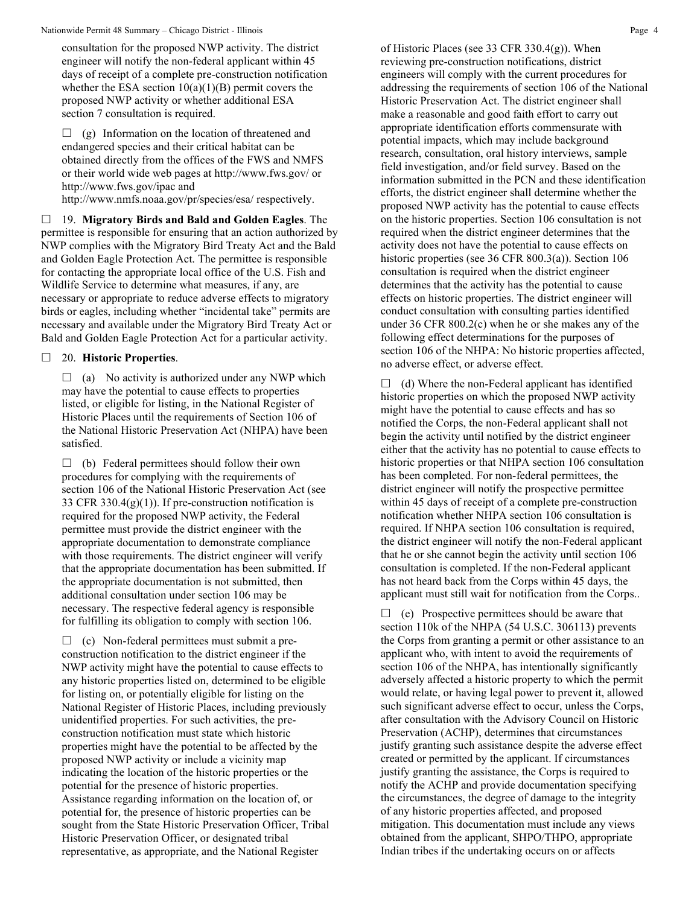consultation for the proposed NWP activity. The district engineer will notify the non-federal applicant within 45 days of receipt of a complete pre-construction notification whether the ESA section 10(a)(1)(B) permit covers the proposed NWP activity or whether additional ESA section 7 consultation is required.

☐ (g) Information on the location of threatened and endangered species and their critical habitat can be obtained directly from the offices of the FWS and NMFS or their world wide web pages at http://www.fws.gov/ or http://www.fws.gov/ipac and http://www.nmfs.noaa.gov/pr/species/esa/ respectively.

☐ 19. **Migratory Birds and Bald and Golden Eagles**. The permittee is responsible for ensuring that an action authorized by NWP complies with the Migratory Bird Treaty Act and the Bald and Golden Eagle Protection Act. The permittee is responsible for contacting the appropriate local office of the U.S. Fish and Wildlife Service to determine what measures, if any, are necessary or appropriate to reduce adverse effects to migratory birds or eagles, including whether "incidental take" permits are necessary and available under the Migratory Bird Treaty Act or Bald and Golden Eagle Protection Act for a particular activity.

☐ 20. **Historic Properties**.

☐ (a) No activity is authorized under any NWP which may have the potential to cause effects to properties listed, or eligible for listing, in the National Register of Historic Places until the requirements of Section 106 of the National Historic Preservation Act (NHPA) have been satisfied.

☐ (b) Federal permittees should follow their own procedures for complying with the requirements of section 106 of the National Historic Preservation Act (see 33 CFR 330.4(g)(1)). If pre-construction notification is required for the proposed NWP activity, the Federal permittee must provide the district engineer with the appropriate documentation to demonstrate compliance with those requirements. The district engineer will verify that the appropriate documentation has been submitted. If the appropriate documentation is not submitted, then additional consultation under section 106 may be necessary. The respective federal agency is responsible for fulfilling its obligation to comply with section 106.

☐ (c) Non-federal permittees must submit a pre-construction notification to the district engineer if the NWP activity might have the potential to cause effects to any historic properties listed on, determined to be eligible for listing on, or potentially eligible for listing on the National Register of Historic Places, including previously unidentified properties. For such activities, the pre-construction notification must state which historic properties might have the potential to be affected by the proposed NWP activity or include a vicinity map indicating the location of the historic properties or the potential for the presence of historic properties. Assistance regarding information on the location of, or potential for, the presence of historic properties can be sought from the State Historic Preservation Officer, Tribal Historic Preservation Officer, or designated tribal representative, as appropriate, and the National Register of Historic Places (see 33 CFR 330.4(g)). When reviewing pre-construction notifications, district engineers will comply with the current procedures for addressing the requirements of section 106 of the National Historic Preservation Act. The district engineer shall make a reasonable and good faith effort to carry out appropriate identification efforts commensurate with potential impacts, which may include background research, consultation, oral history interviews, sample field investigation, and/or field survey. Based on the information submitted in the PCN and these identification efforts, the district engineer shall determine whether the proposed NWP activity has the potential to cause effects on the historic properties. Section 106 consultation is not required when the district engineer determines that the activity does not have the potential to cause effects on historic properties (see 36 CFR 800.3(a)). Section 106 consultation is required when the district engineer determines that the activity has the potential to cause effects on historic properties. The district engineer will conduct consultation with consulting parties identified under 36 CFR 800.2(c) when he or she makes any of the following effect determinations for the purposes of section 106 of the NHPA: No historic properties affected, no adverse effect, or adverse effect.

☐ (d) Where the non-Federal applicant has identified historic properties on which the proposed NWP activity might have the potential to cause effects and has so notified the Corps, the non-Federal applicant shall not begin the activity until notified by the district engineer either that the activity has no potential to cause effects to historic properties or that NHPA section 106 consultation has been completed. For non-federal permittees, the district engineer will notify the prospective permittee within 45 days of receipt of a complete pre-construction notification whether NHPA section 106 consultation is required. If NHPA section 106 consultation is required, the district engineer will notify the non-Federal applicant that he or she cannot begin the activity until section 106 consultation is completed. If the non-Federal applicant has not heard back from the Corps within 45 days, the applicant must still wait for notification from the Corps..

☐ (e) Prospective permittees should be aware that section 110k of the NHPA (54 U.S.C. 306113) prevents the Corps from granting a permit or other assistance to an applicant who, with intent to avoid the requirements of section 106 of the NHPA, has intentionally significantly adversely affected a historic property to which the permit would relate, or having legal power to prevent it, allowed such significant adverse effect to occur, unless the Corps, after consultation with the Advisory Council on Historic Preservation (ACHP), determines that circumstances justify granting such assistance despite the adverse effect created or permitted by the applicant. If circumstances justify granting the assistance, the Corps is required to notify the ACHP and provide documentation specifying the circumstances, the degree of damage to the integrity of any historic properties affected, and proposed mitigation. This documentation must include any views obtained from the applicant, SHPO/THPO, appropriate Indian tribes if the undertaking occurs on or affects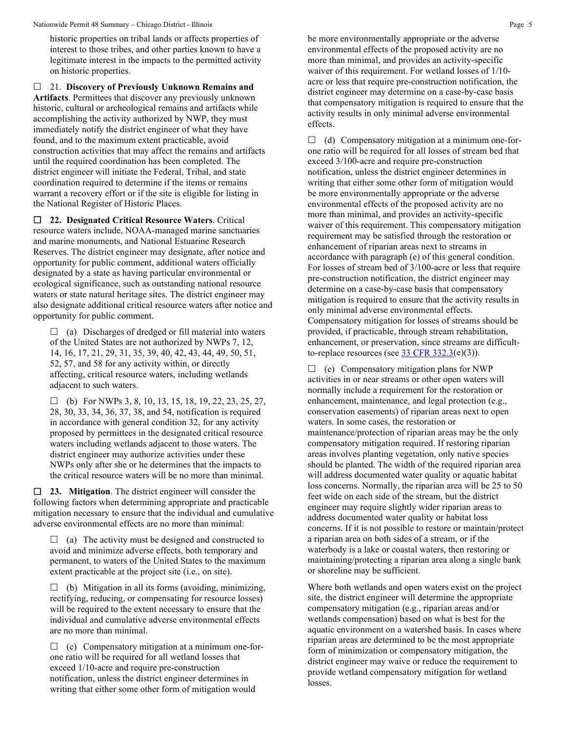historic properties on tribal lands or affects properties of interest to those tribes, and other parties known to have a legitimate interest in the impacts to the permitted activity on historic properties.

☐ 21. **Discovery of Previously Unknown Remains and Artifacts**. Permittees that discover any previously unknown historic, cultural or archeological remains and artifacts while accomplishing the activity authorized by NWP, they must immediately notify the district engineer of what they have found, and to the maximum extent practicable, avoid construction activities that may affect the remains and artifacts until the required coordination has been completed. The district engineer will initiate the Federal, Tribal, and state coordination required to determine if the items or remains warrant a recovery effort or if the site is eligible for listing in the National Register of Historic Places.

☐ **22. Designated Critical Resource Waters**. Critical resource waters include, NOAA-managed marine sanctuaries and marine monuments, and National Estuarine Research Reserves. The district engineer may designate, after notice and opportunity for public comment, additional waters officially designated by a state as having particular environmental or ecological significance, such as outstanding national resource waters or state natural heritage sites. The district engineer may also designate additional critical resource waters after notice and opportunity for public comment.

☐ (a) Discharges of dredged or fill material into waters of the United States are not authorized by NWPs 7, 12, 14, 16, 17, 21, 29, 31, 35, 39, 40, 42, 43, 44, 49, 50, 51, 52, 57, and 58 for any activity within, or directly affecting, critical resource waters, including wetlands adjacent to such waters.

☐ (b) For NWPs 3, 8, 10, 13, 15, 18, 19, 22, 23, 25, 27, 28, 30, 33, 34, 36, 37, 38, and 54, notification is required in accordance with general condition 32, for any activity proposed by permittees in the designated critical resource waters including wetlands adjacent to those waters. The district engineer may authorize activities under these NWPs only after she or he determines that the impacts to the critical resource waters will be no more than minimal.

☐ **23. Mitigation**. The district engineer will consider the following factors when determining appropriate and practicable mitigation necessary to ensure that the individual and cumulative adverse environmental effects are no more than minimal:

☐ (a) The activity must be designed and constructed to avoid and minimize adverse effects, both temporary and permanent, to waters of the United States to the maximum extent practicable at the project site (i.e., on site).

☐ (b) Mitigation in all its forms (avoiding, minimizing, rectifying, reducing, or compensating for resource losses) will be required to the extent necessary to ensure that the individual and cumulative adverse environmental effects are no more than minimal.

☐ (c) Compensatory mitigation at a minimum one-for-one ratio will be required for all wetland losses that exceed 1/10-acre and require pre-construction notification, unless the district engineer determines in writing that either some other form of mitigation would be more environmentally appropriate or the adverse environmental effects of the proposed activity are no more than minimal, and provides an activity-specific waiver of this requirement. For wetland losses of 1/10-acre or less that require pre-construction notification, the district engineer may determine on a case-by-case basis that compensatory mitigation is required to ensure that the activity results in only minimal adverse environmental effects.

☐ (d) Compensatory mitigation at a minimum one-for-one ratio will be required for all losses of stream bed that exceed 3/100-acre and require pre-construction notification, unless the district engineer determines in writing that either some other form of mitigation would be more environmentally appropriate or the adverse environmental effects of the proposed activity are no more than minimal, and provides an activity-specific waiver of this requirement. This compensatory mitigation requirement may be satisfied through the restoration or enhancement of riparian areas next to streams in accordance with paragraph (e) of this general condition. For losses of stream bed of 3/100-acre or less that require pre-construction notification, the district engineer may determine on a case-by-case basis that compensatory mitigation is required to ensure that the activity results in only minimal adverse environmental effects. Compensatory mitigation for losses of streams should be provided, if practicable, through stream rehabilitation, enhancement, or preservation, since streams are difficult-to-replace resources (see 33 CFR 332.3(e)(3)).

☐ (e) Compensatory mitigation plans for NWP activities in or near streams or other open waters will normally include a requirement for the restoration or enhancement, maintenance, and legal protection (e.g., conservation easements) of riparian areas next to open waters. In some cases, the restoration or maintenance/protection of riparian areas may be the only compensatory mitigation required. If restoring riparian areas involves planting vegetation, only native species should be planted. The width of the required riparian area will address documented water quality or aquatic habitat loss concerns. Normally, the riparian area will be 25 to 50 feet wide on each side of the stream, but the district engineer may require slightly wider riparian areas to address documented water quality or habitat loss concerns. If it is not possible to restore or maintain/protect a riparian area on both sides of a stream, or if the waterbody is a lake or coastal waters, then restoring or maintaining/protecting a riparian area along a single bank or shoreline may be sufficient.

Where both wetlands and open waters exist on the project site, the district engineer will determine the appropriate compensatory mitigation (e.g., riparian areas and/or wetlands compensation) based on what is best for the aquatic environment on a watershed basis. In cases where riparian areas are determined to be the most appropriate form of minimization or compensatory mitigation, the district engineer may waive or reduce the requirement to provide wetland compensatory mitigation for wetland losses.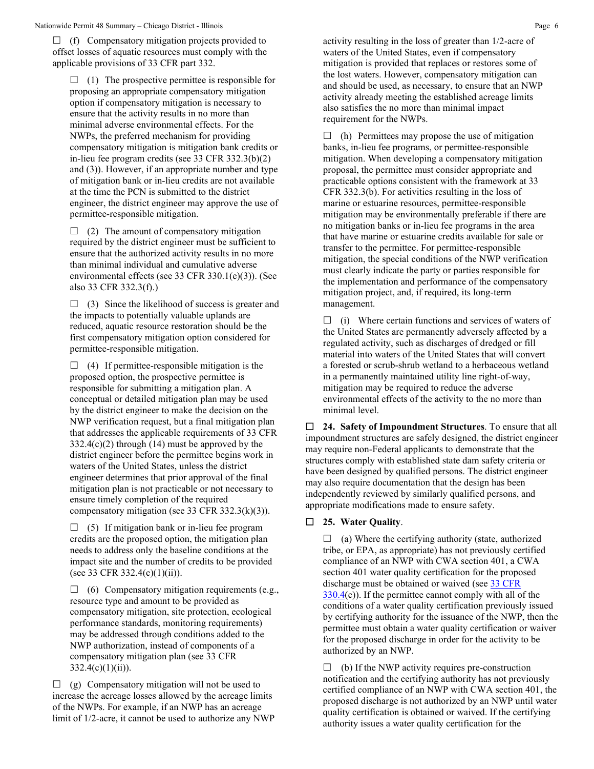☐ (f) Compensatory mitigation projects provided to offset losses of aquatic resources must comply with the applicable provisions of 33 CFR part 332.

☐ (1) The prospective permittee is responsible for proposing an appropriate compensatory mitigation option if compensatory mitigation is necessary to ensure that the activity results in no more than minimal adverse environmental effects. For the NWPs, the preferred mechanism for providing compensatory mitigation is mitigation bank credits or in-lieu fee program credits (see 33 CFR 332.3(b)(2) and (3)). However, if an appropriate number and type of mitigation bank or in-lieu credits are not available at the time the PCN is submitted to the district engineer, the district engineer may approve the use of permittee-responsible mitigation.

☐ (2) The amount of compensatory mitigation required by the district engineer must be sufficient to ensure that the authorized activity results in no more than minimal individual and cumulative adverse environmental effects (see 33 CFR 330.1(e)(3)). (See also 33 CFR 332.3(f).)

☐ (3) Since the likelihood of success is greater and the impacts to potentially valuable uplands are reduced, aquatic resource restoration should be the first compensatory mitigation option considered for permittee-responsible mitigation.

☐ (4) If permittee-responsible mitigation is the proposed option, the prospective permittee is responsible for submitting a mitigation plan. A conceptual or detailed mitigation plan may be used by the district engineer to make the decision on the NWP verification request, but a final mitigation plan that addresses the applicable requirements of 33 CFR 332.4(c)(2) through (14) must be approved by the district engineer before the permittee begins work in waters of the United States, unless the district engineer determines that prior approval of the final mitigation plan is not practicable or not necessary to ensure timely completion of the required compensatory mitigation (see 33 CFR 332.3(k)(3)).

☐ (5) If mitigation bank or in-lieu fee program credits are the proposed option, the mitigation plan needs to address only the baseline conditions at the impact site and the number of credits to be provided (see 33 CFR 332.4(c)(1)(ii)).

☐ (6) Compensatory mitigation requirements (e.g., resource type and amount to be provided as compensatory mitigation, site protection, ecological performance standards, monitoring requirements) may be addressed through conditions added to the NWP authorization, instead of components of a compensatory mitigation plan (see 33 CFR 332.4(c)(1)(ii)).

☐ (g) Compensatory mitigation will not be used to increase the acreage losses allowed by the acreage limits of the NWPs. For example, if an NWP has an acreage limit of 1/2-acre, it cannot be used to authorize any NWP activity resulting in the loss of greater than 1/2-acre of waters of the United States, even if compensatory mitigation is provided that replaces or restores some of the lost waters. However, compensatory mitigation can and should be used, as necessary, to ensure that an NWP activity already meeting the established acreage limits also satisfies the no more than minimal impact requirement for the NWPs.

☐ (h) Permittees may propose the use of mitigation banks, in-lieu fee programs, or permittee-responsible mitigation. When developing a compensatory mitigation proposal, the permittee must consider appropriate and practicable options consistent with the framework at 33 CFR 332.3(b). For activities resulting in the loss of marine or estuarine resources, permittee-responsible mitigation may be environmentally preferable if there are no mitigation banks or in-lieu fee programs in the area that have marine or estuarine credits available for sale or transfer to the permittee. For permittee-responsible mitigation, the special conditions of the NWP verification must clearly indicate the party or parties responsible for the implementation and performance of the compensatory mitigation project, and, if required, its long-term management.

☐ (i) Where certain functions and services of waters of the United States are permanently adversely affected by a regulated activity, such as discharges of dredged or fill material into waters of the United States that will convert a forested or scrub-shrub wetland to a herbaceous wetland in a permanently maintained utility line right-of-way, mitigation may be required to reduce the adverse environmental effects of the activity to the no more than minimal level.

☐ **24. Safety of Impoundment Structures**. To ensure that all impoundment structures are safely designed, the district engineer may require non-Federal applicants to demonstrate that the structures comply with established state dam safety criteria or have been designed by qualified persons. The district engineer may also require documentation that the design has been independently reviewed by similarly qualified persons, and appropriate modifications made to ensure safety.

☐ **25. Water Quality**.

☐ (a) Where the certifying authority (state, authorized tribe, or EPA, as appropriate) has not previously certified compliance of an NWP with CWA section 401, a CWA section 401 water quality certification for the proposed discharge must be obtained or waived (see 33 CFR 330.4(c)). If the permittee cannot comply with all of the conditions of a water quality certification previously issued by certifying authority for the issuance of the NWP, then the permittee must obtain a water quality certification or waiver for the proposed discharge in order for the activity to be authorized by an NWP.

☐ (b) If the NWP activity requires pre-construction notification and the certifying authority has not previously certified compliance of an NWP with CWA section 401, the proposed discharge is not authorized by an NWP until water quality certification is obtained or waived. If the certifying authority issues a water quality certification for the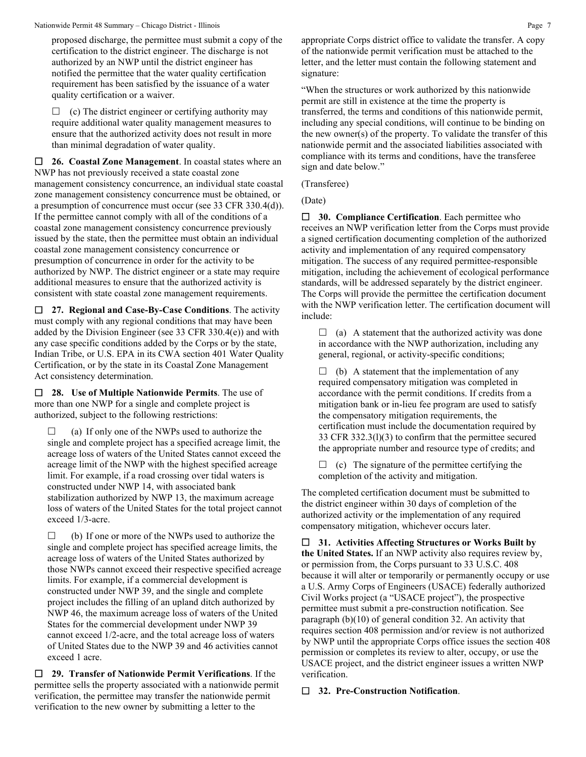proposed discharge, the permittee must submit a copy of the certification to the district engineer. The discharge is not authorized by an NWP until the district engineer has notified the permittee that the water quality certification requirement has been satisfied by the issuance of a water quality certification or a waiver.

☐ (c) The district engineer or certifying authority may require additional water quality management measures to ensure that the authorized activity does not result in more than minimal degradation of water quality.

☐ **26. Coastal Zone Management**. In coastal states where an NWP has not previously received a state coastal zone management consistency concurrence, an individual state coastal zone management consistency concurrence must be obtained, or a presumption of concurrence must occur (see 33 CFR 330.4(d)). If the permittee cannot comply with all of the conditions of a coastal zone management consistency concurrence previously issued by the state, then the permittee must obtain an individual coastal zone management consistency concurrence or presumption of concurrence in order for the activity to be authorized by NWP. The district engineer or a state may require additional measures to ensure that the authorized activity is consistent with state coastal zone management requirements.

☐ **27. Regional and Case-By-Case Conditions**. The activity must comply with any regional conditions that may have been added by the Division Engineer (see 33 CFR 330.4(e)) and with any case specific conditions added by the Corps or by the state, Indian Tribe, or U.S. EPA in its CWA section 401 Water Quality Certification, or by the state in its Coastal Zone Management Act consistency determination.

☐ **28. Use of Multiple Nationwide Permits**. The use of more than one NWP for a single and complete project is authorized, subject to the following restrictions:

☐ (a) If only one of the NWPs used to authorize the single and complete project has a specified acreage limit, the acreage loss of waters of the United States cannot exceed the acreage limit of the NWP with the highest specified acreage limit. For example, if a road crossing over tidal waters is constructed under NWP 14, with associated bank stabilization authorized by NWP 13, the maximum acreage loss of waters of the United States for the total project cannot exceed 1/3-acre.

☐ (b) If one or more of the NWPs used to authorize the single and complete project has specified acreage limits, the acreage loss of waters of the United States authorized by those NWPs cannot exceed their respective specified acreage limits. For example, if a commercial development is constructed under NWP 39, and the single and complete project includes the filling of an upland ditch authorized by NWP 46, the maximum acreage loss of waters of the United States for the commercial development under NWP 39 cannot exceed 1/2-acre, and the total acreage loss of waters of United States due to the NWP 39 and 46 activities cannot exceed 1 acre.

☐ **29. Transfer of Nationwide Permit Verifications**. If the permittee sells the property associated with a nationwide permit verification, the permittee may transfer the nationwide permit verification to the new owner by submitting a letter to the appropriate Corps district office to validate the transfer. A copy of the nationwide permit verification must be attached to the letter, and the letter must contain the following statement and signature:

"When the structures or work authorized by this nationwide permit are still in existence at the time the property is transferred, the terms and conditions of this nationwide permit, including any special conditions, will continue to be binding on the new owner(s) of the property. To validate the transfer of this nationwide permit and the associated liabilities associated with compliance with its terms and conditions, have the transferee sign and date below."

(Transferee)

(Date)

☐ **30. Compliance Certification**. Each permittee who receives an NWP verification letter from the Corps must provide a signed certification documenting completion of the authorized activity and implementation of any required compensatory mitigation. The success of any required permittee-responsible mitigation, including the achievement of ecological performance standards, will be addressed separately by the district engineer. The Corps will provide the permittee the certification document with the NWP verification letter. The certification document will include:

☐ (a) A statement that the authorized activity was done in accordance with the NWP authorization, including any general, regional, or activity-specific conditions;

☐ (b) A statement that the implementation of any required compensatory mitigation was completed in accordance with the permit conditions. If credits from a mitigation bank or in-lieu fee program are used to satisfy the compensatory mitigation requirements, the certification must include the documentation required by 33 CFR 332.3(l)(3) to confirm that the permittee secured the appropriate number and resource type of credits; and

☐ (c) The signature of the permittee certifying the completion of the activity and mitigation.

The completed certification document must be submitted to the district engineer within 30 days of completion of the authorized activity or the implementation of any required compensatory mitigation, whichever occurs later.

☐ **31. Activities Affecting Structures or Works Built by the United States.** If an NWP activity also requires review by, or permission from, the Corps pursuant to 33 U.S.C. 408 because it will alter or temporarily or permanently occupy or use a U.S. Army Corps of Engineers (USACE) federally authorized Civil Works project (a "USACE project"), the prospective permittee must submit a pre-construction notification. See paragraph (b)(10) of general condition 32. An activity that requires section 408 permission and/or review is not authorized by NWP until the appropriate Corps office issues the section 408 permission or completes its review to alter, occupy, or use the USACE project, and the district engineer issues a written NWP verification.

☐ **32. Pre-Construction Notification**.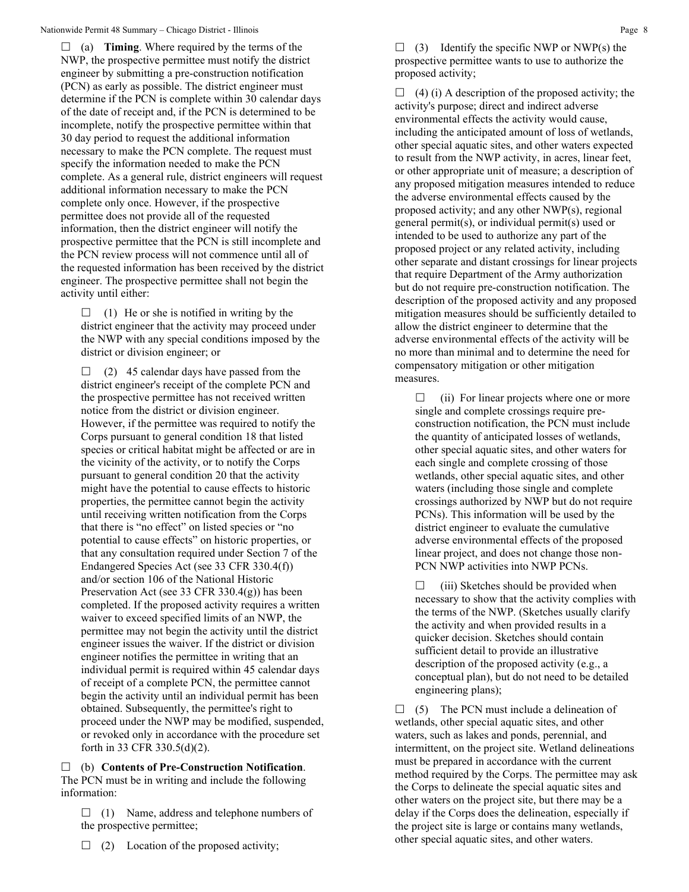☐ (a) **Timing**. Where required by the terms of the NWP, the prospective permittee must notify the district engineer by submitting a pre-construction notification (PCN) as early as possible. The district engineer must determine if the PCN is complete within 30 calendar days of the date of receipt and, if the PCN is determined to be incomplete, notify the prospective permittee within that 30 day period to request the additional information necessary to make the PCN complete. The request must specify the information needed to make the PCN complete. As a general rule, district engineers will request additional information necessary to make the PCN complete only once. However, if the prospective permittee does not provide all of the requested information, then the district engineer will notify the prospective permittee that the PCN is still incomplete and the PCN review process will not commence until all of the requested information has been received by the district engineer. The prospective permittee shall not begin the activity until either:

☐ (1) He or she is notified in writing by the district engineer that the activity may proceed under the NWP with any special conditions imposed by the district or division engineer; or

☐ (2) 45 calendar days have passed from the district engineer's receipt of the complete PCN and the prospective permittee has not received written notice from the district or division engineer. However, if the permittee was required to notify the Corps pursuant to general condition 18 that listed species or critical habitat might be affected or are in the vicinity of the activity, or to notify the Corps pursuant to general condition 20 that the activity might have the potential to cause effects to historic properties, the permittee cannot begin the activity until receiving written notification from the Corps that there is "no effect" on listed species or "no potential to cause effects" on historic properties, or that any consultation required under Section 7 of the Endangered Species Act (see 33 CFR 330.4(f)) and/or section 106 of the National Historic Preservation Act (see 33 CFR 330.4(g)) has been completed. If the proposed activity requires a written waiver to exceed specified limits of an NWP, the permittee may not begin the activity until the district engineer issues the waiver. If the district or division engineer notifies the permittee in writing that an individual permit is required within 45 calendar days of receipt of a complete PCN, the permittee cannot begin the activity until an individual permit has been obtained. Subsequently, the permittee's right to proceed under the NWP may be modified, suspended, or revoked only in accordance with the procedure set forth in 33 CFR 330.5(d)(2).

☐ (b) **Contents of Pre-Construction Notification**. The PCN must be in writing and include the following information:

☐ (1) Name, address and telephone numbers of the prospective permittee;

☐ (2) Location of the proposed activity;

☐ (3) Identify the specific NWP or NWP(s) the prospective permittee wants to use to authorize the proposed activity;

☐ (4) (i) A description of the proposed activity; the activity's purpose; direct and indirect adverse environmental effects the activity would cause, including the anticipated amount of loss of wetlands, other special aquatic sites, and other waters expected to result from the NWP activity, in acres, linear feet, or other appropriate unit of measure; a description of any proposed mitigation measures intended to reduce the adverse environmental effects caused by the proposed activity; and any other NWP(s), regional general permit(s), or individual permit(s) used or intended to be used to authorize any part of the proposed project or any related activity, including other separate and distant crossings for linear projects that require Department of the Army authorization but do not require pre-construction notification. The description of the proposed activity and any proposed mitigation measures should be sufficiently detailed to allow the district engineer to determine that the adverse environmental effects of the activity will be no more than minimal and to determine the need for compensatory mitigation or other mitigation measures.

☐ (ii) For linear projects where one or more single and complete crossings require pre-construction notification, the PCN must include the quantity of anticipated losses of wetlands, other special aquatic sites, and other waters for each single and complete crossing of those wetlands, other special aquatic sites, and other waters (including those single and complete crossings authorized by NWP but do not require PCNs). This information will be used by the district engineer to evaluate the cumulative adverse environmental effects of the proposed linear project, and does not change those non-PCN NWP activities into NWP PCNs.

☐ (iii) Sketches should be provided when necessary to show that the activity complies with the terms of the NWP. (Sketches usually clarify the activity and when provided results in a quicker decision. Sketches should contain sufficient detail to provide an illustrative description of the proposed activity (e.g., a conceptual plan), but do not need to be detailed engineering plans);

☐ (5) The PCN must include a delineation of wetlands, other special aquatic sites, and other waters, such as lakes and ponds, perennial, and intermittent, on the project site. Wetland delineations must be prepared in accordance with the current method required by the Corps. The permittee may ask the Corps to delineate the special aquatic sites and other waters on the project site, but there may be a delay if the Corps does the delineation, especially if the project site is large or contains many wetlands, other special aquatic sites, and other waters.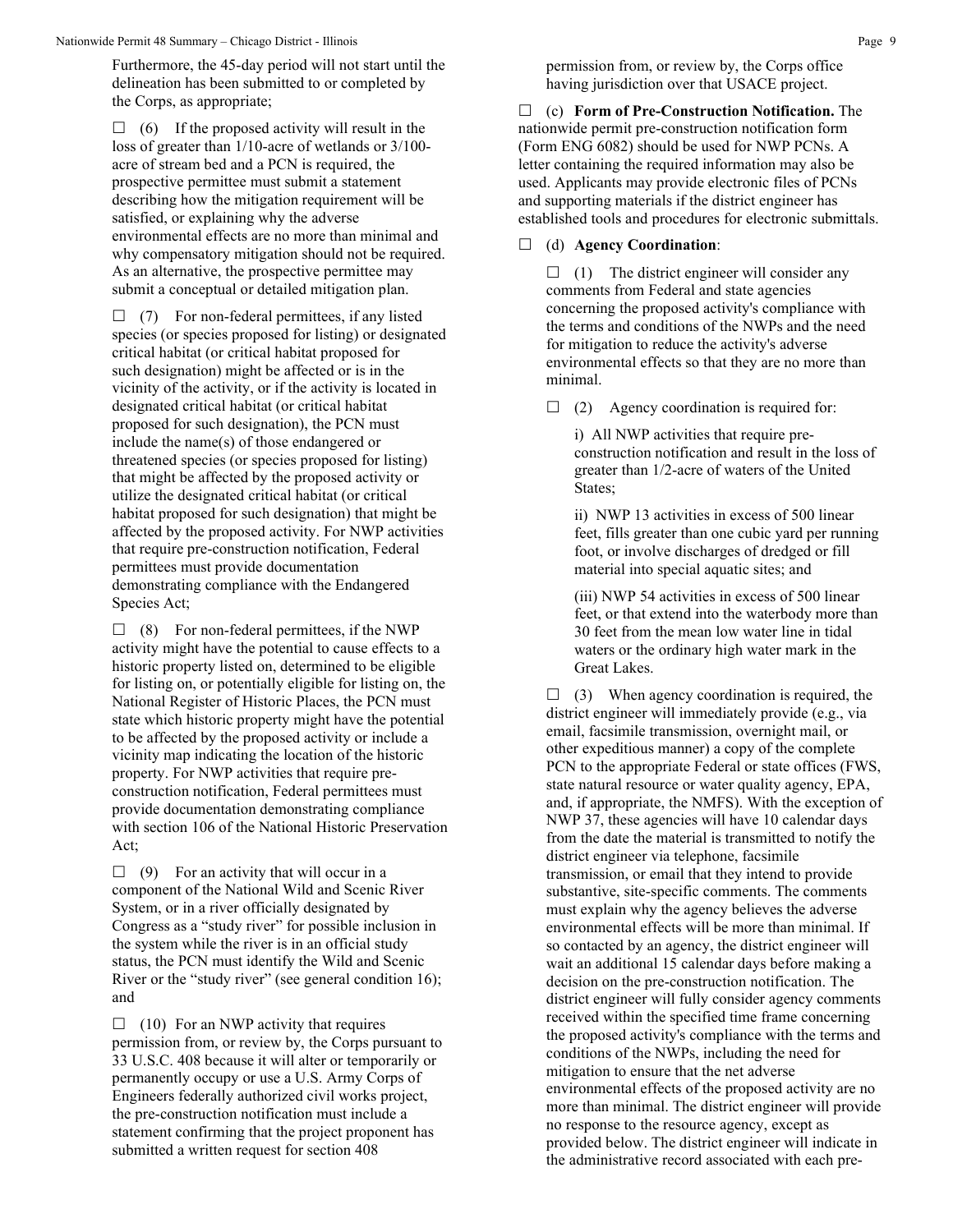Furthermore, the 45-day period will not start until the delineation has been submitted to or completed by the Corps, as appropriate;

☐ (6) If the proposed activity will result in the loss of greater than 1/10-acre of wetlands or 3/100-acre of stream bed and a PCN is required, the prospective permittee must submit a statement describing how the mitigation requirement will be satisfied, or explaining why the adverse environmental effects are no more than minimal and why compensatory mitigation should not be required. As an alternative, the prospective permittee may submit a conceptual or detailed mitigation plan.

☐ (7) For non-federal permittees, if any listed species (or species proposed for listing) or designated critical habitat (or critical habitat proposed for such designation) might be affected or is in the vicinity of the activity, or if the activity is located in designated critical habitat (or critical habitat proposed for such designation), the PCN must include the name(s) of those endangered or threatened species (or species proposed for listing) that might be affected by the proposed activity or utilize the designated critical habitat (or critical habitat proposed for such designation) that might be affected by the proposed activity. For NWP activities that require pre-construction notification, Federal permittees must provide documentation demonstrating compliance with the Endangered Species Act;

☐ (8) For non-federal permittees, if the NWP activity might have the potential to cause effects to a historic property listed on, determined to be eligible for listing on, or potentially eligible for listing on, the National Register of Historic Places, the PCN must state which historic property might have the potential to be affected by the proposed activity or include a vicinity map indicating the location of the historic property. For NWP activities that require pre-construction notification, Federal permittees must provide documentation demonstrating compliance with section 106 of the National Historic Preservation Act;

☐ (9) For an activity that will occur in a component of the National Wild and Scenic River System, or in a river officially designated by Congress as a "study river" for possible inclusion in the system while the river is in an official study status, the PCN must identify the Wild and Scenic River or the "study river" (see general condition 16); and

☐ (10) For an NWP activity that requires permission from, or review by, the Corps pursuant to 33 U.S.C. 408 because it will alter or temporarily or permanently occupy or use a U.S. Army Corps of Engineers federally authorized civil works project, the pre-construction notification must include a statement confirming that the project proponent has submitted a written request for section 408 permission from, or review by, the Corps office having jurisdiction over that USACE project.

☐ (c) **Form of Pre-Construction Notification.** The nationwide permit pre-construction notification form (Form ENG 6082) should be used for NWP PCNs. A letter containing the required information may also be used. Applicants may provide electronic files of PCNs and supporting materials if the district engineer has established tools and procedures for electronic submittals.

☐ (d) **Agency Coordination**:

☐ (1) The district engineer will consider any comments from Federal and state agencies concerning the proposed activity's compliance with the terms and conditions of the NWPs and the need for mitigation to reduce the activity's adverse environmental effects so that they are no more than minimal.

☐ (2) Agency coordination is required for:

i) All NWP activities that require pre-construction notification and result in the loss of greater than 1/2-acre of waters of the United States;

ii) NWP 13 activities in excess of 500 linear feet, fills greater than one cubic yard per running foot, or involve discharges of dredged or fill material into special aquatic sites; and

(iii) NWP 54 activities in excess of 500 linear feet, or that extend into the waterbody more than 30 feet from the mean low water line in tidal waters or the ordinary high water mark in the Great Lakes.

☐ (3) When agency coordination is required, the district engineer will immediately provide (e.g., via email, facsimile transmission, overnight mail, or other expeditious manner) a copy of the complete PCN to the appropriate Federal or state offices (FWS, state natural resource or water quality agency, EPA, and, if appropriate, the NMFS). With the exception of NWP 37, these agencies will have 10 calendar days from the date the material is transmitted to notify the district engineer via telephone, facsimile transmission, or email that they intend to provide substantive, site-specific comments. The comments must explain why the agency believes the adverse environmental effects will be more than minimal. If so contacted by an agency, the district engineer will wait an additional 15 calendar days before making a decision on the pre-construction notification. The district engineer will fully consider agency comments received within the specified time frame concerning the proposed activity's compliance with the terms and conditions of the NWPs, including the need for mitigation to ensure that the net adverse environmental effects of the proposed activity are no more than minimal. The district engineer will provide no response to the resource agency, except as provided below. The district engineer will indicate in the administrative record associated with each pre-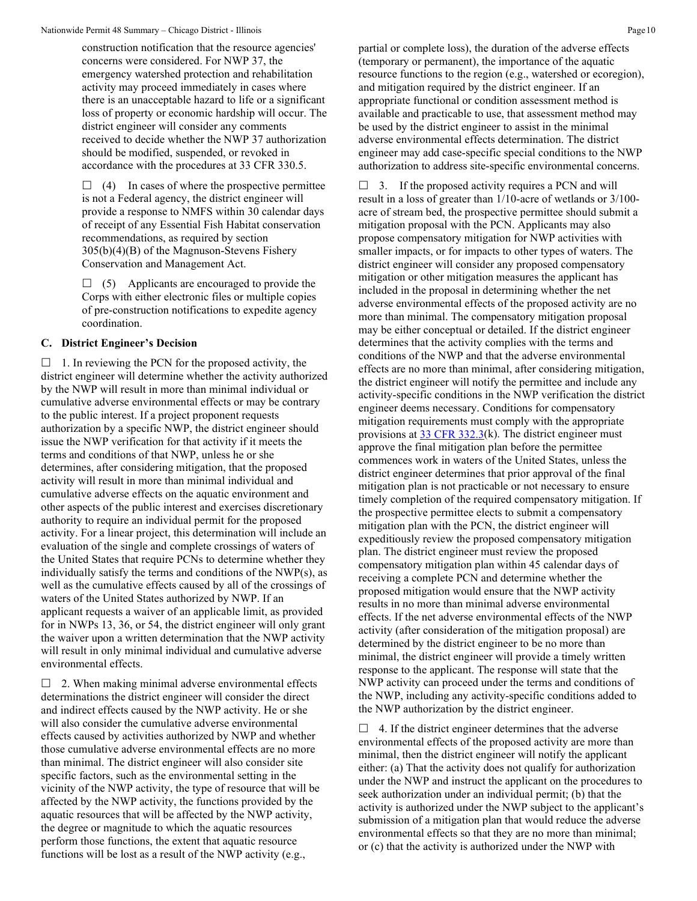construction notification that the resource agencies' concerns were considered. For NWP 37, the emergency watershed protection and rehabilitation activity may proceed immediately in cases where there is an unacceptable hazard to life or a significant loss of property or economic hardship will occur. The district engineer will consider any comments received to decide whether the NWP 37 authorization should be modified, suspended, or revoked in accordance with the procedures at 33 CFR 330.5.

☐ (4) In cases of where the prospective permittee is not a Federal agency, the district engineer will provide a response to NMFS within 30 calendar days of receipt of any Essential Fish Habitat conservation recommendations, as required by section 305(b)(4)(B) of the Magnuson-Stevens Fishery Conservation and Management Act.

☐ (5) Applicants are encouraged to provide the Corps with either electronic files or multiple copies of pre-construction notifications to expedite agency coordination.

### C. District Engineer's Decision

☐ 1. In reviewing the PCN for the proposed activity, the district engineer will determine whether the activity authorized by the NWP will result in more than minimal individual or cumulative adverse environmental effects or may be contrary to the public interest. If a project proponent requests authorization by a specific NWP, the district engineer should issue the NWP verification for that activity if it meets the terms and conditions of that NWP, unless he or she determines, after considering mitigation, that the proposed activity will result in more than minimal individual and cumulative adverse effects on the aquatic environment and other aspects of the public interest and exercises discretionary authority to require an individual permit for the proposed activity. For a linear project, this determination will include an evaluation of the single and complete crossings of waters of the United States that require PCNs to determine whether they individually satisfy the terms and conditions of the NWP(s), as well as the cumulative effects caused by all of the crossings of waters of the United States authorized by NWP. If an applicant requests a waiver of an applicable limit, as provided for in NWPs 13, 36, or 54, the district engineer will only grant the waiver upon a written determination that the NWP activity will result in only minimal individual and cumulative adverse environmental effects.

☐ 2. When making minimal adverse environmental effects determinations the district engineer will consider the direct and indirect effects caused by the NWP activity. He or she will also consider the cumulative adverse environmental effects caused by activities authorized by NWP and whether those cumulative adverse environmental effects are no more than minimal. The district engineer will also consider site specific factors, such as the environmental setting in the vicinity of the NWP activity, the type of resource that will be affected by the NWP activity, the functions provided by the aquatic resources that will be affected by the NWP activity, the degree or magnitude to which the aquatic resources perform those functions, the extent that aquatic resource functions will be lost as a result of the NWP activity (e.g., partial or complete loss), the duration of the adverse effects (temporary or permanent), the importance of the aquatic resource functions to the region (e.g., watershed or ecoregion), and mitigation required by the district engineer. If an appropriate functional or condition assessment method is available and practicable to use, that assessment method may be used by the district engineer to assist in the minimal adverse environmental effects determination. The district engineer may add case-specific special conditions to the NWP authorization to address site-specific environmental concerns.

☐ 3. If the proposed activity requires a PCN and will result in a loss of greater than 1/10-acre of wetlands or 3/100-acre of stream bed, the prospective permittee should submit a mitigation proposal with the PCN. Applicants may also propose compensatory mitigation for NWP activities with smaller impacts, or for impacts to other types of waters. The district engineer will consider any proposed compensatory mitigation or other mitigation measures the applicant has included in the proposal in determining whether the net adverse environmental effects of the proposed activity are no more than minimal. The compensatory mitigation proposal may be either conceptual or detailed. If the district engineer determines that the activity complies with the terms and conditions of the NWP and that the adverse environmental effects are no more than minimal, after considering mitigation, the district engineer will notify the permittee and include any activity-specific conditions in the NWP verification the district engineer deems necessary. Conditions for compensatory mitigation requirements must comply with the appropriate provisions at 33 CFR 332.3(k). The district engineer must approve the final mitigation plan before the permittee commences work in waters of the United States, unless the district engineer determines that prior approval of the final mitigation plan is not practicable or not necessary to ensure timely completion of the required compensatory mitigation. If the prospective permittee elects to submit a compensatory mitigation plan with the PCN, the district engineer will expeditiously review the proposed compensatory mitigation plan. The district engineer must review the proposed compensatory mitigation plan within 45 calendar days of receiving a complete PCN and determine whether the proposed mitigation would ensure that the NWP activity results in no more than minimal adverse environmental effects. If the net adverse environmental effects of the NWP activity (after consideration of the mitigation proposal) are determined by the district engineer to be no more than minimal, the district engineer will provide a timely written response to the applicant. The response will state that the NWP activity can proceed under the terms and conditions of the NWP, including any activity-specific conditions added to the NWP authorization by the district engineer.

☐ 4. If the district engineer determines that the adverse environmental effects of the proposed activity are more than minimal, then the district engineer will notify the applicant either: (a) That the activity does not qualify for authorization under the NWP and instruct the applicant on the procedures to seek authorization under an individual permit; (b) that the activity is authorized under the NWP subject to the applicant's submission of a mitigation plan that would reduce the adverse environmental effects so that they are no more than minimal; or (c) that the activity is authorized under the NWP with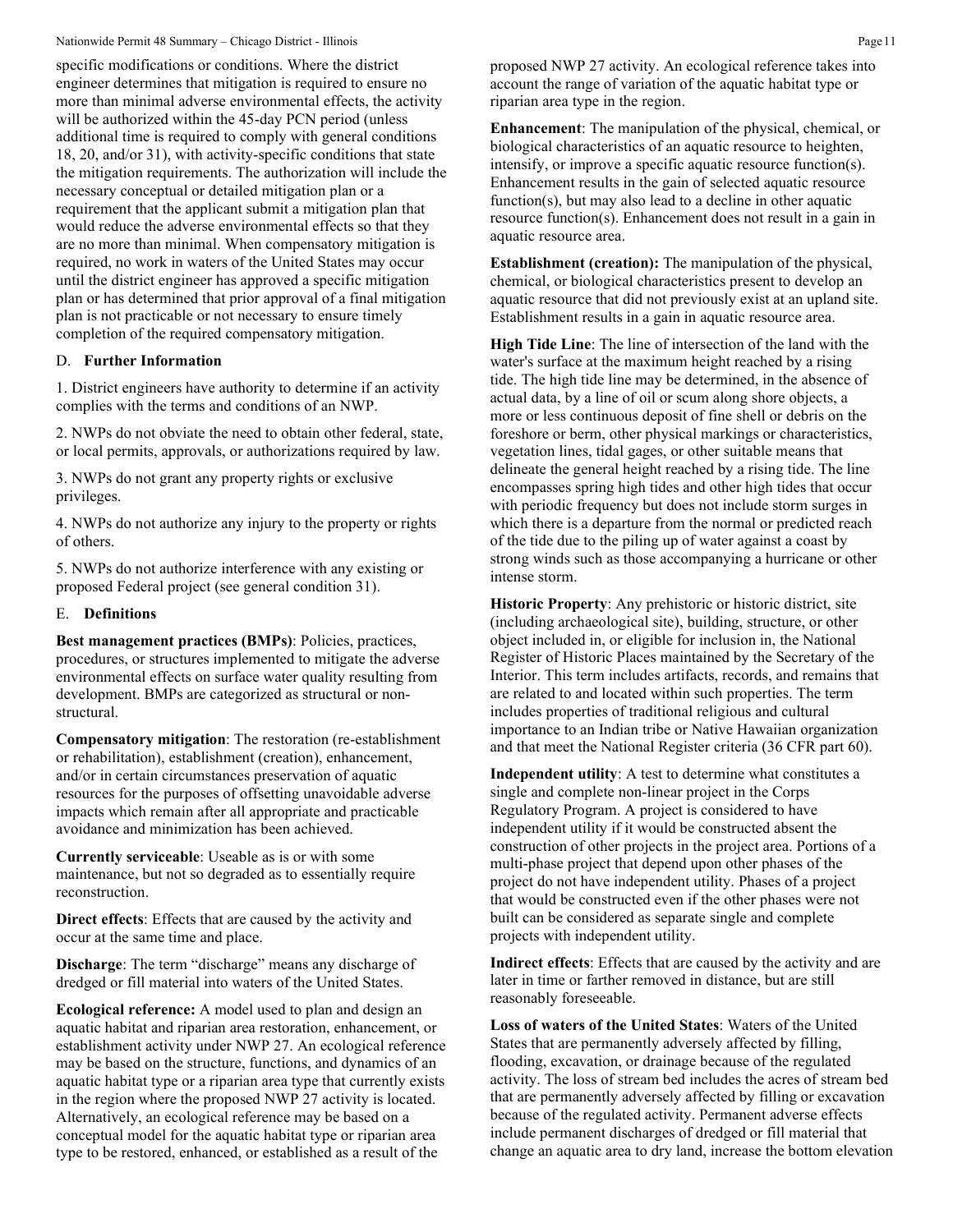specific modifications or conditions. Where the district engineer determines that mitigation is required to ensure no more than minimal adverse environmental effects, the activity will be authorized within the 45-day PCN period (unless additional time is required to comply with general conditions 18, 20, and/or 31), with activity-specific conditions that state the mitigation requirements. The authorization will include the necessary conceptual or detailed mitigation plan or a requirement that the applicant submit a mitigation plan that would reduce the adverse environmental effects so that they are no more than minimal. When compensatory mitigation is required, no work in waters of the United States may occur until the district engineer has approved a specific mitigation plan or has determined that prior approval of a final mitigation plan is not practicable or not necessary to ensure timely completion of the required compensatory mitigation.

## D. Further Information

1. District engineers have authority to determine if an activity complies with the terms and conditions of an NWP.

2. NWPs do not obviate the need to obtain other federal, state, or local permits, approvals, or authorizations required by law.

3. NWPs do not grant any property rights or exclusive privileges.

4. NWPs do not authorize any injury to the property or rights of others.

5. NWPs do not authorize interference with any existing or proposed Federal project (see general condition 31).

## E. Definitions

**Best management practices (BMPs)**: Policies, practices, procedures, or structures implemented to mitigate the adverse environmental effects on surface water quality resulting from development. BMPs are categorized as structural or non-structural.

**Compensatory mitigation**: The restoration (re-establishment or rehabilitation), establishment (creation), enhancement, and/or in certain circumstances preservation of aquatic resources for the purposes of offsetting unavoidable adverse impacts which remain after all appropriate and practicable avoidance and minimization has been achieved.

**Currently serviceable**: Useable as is or with some maintenance, but not so degraded as to essentially require reconstruction.

**Direct effects**: Effects that are caused by the activity and occur at the same time and place.

**Discharge**: The term "discharge" means any discharge of dredged or fill material into waters of the United States.

**Ecological reference:** A model used to plan and design an aquatic habitat and riparian area restoration, enhancement, or establishment activity under NWP 27. An ecological reference may be based on the structure, functions, and dynamics of an aquatic habitat type or a riparian area type that currently exists in the region where the proposed NWP 27 activity is located. Alternatively, an ecological reference may be based on a conceptual model for the aquatic habitat type or riparian area type to be restored, enhanced, or established as a result of the proposed NWP 27 activity. An ecological reference takes into account the range of variation of the aquatic habitat type or riparian area type in the region.

**Enhancement**: The manipulation of the physical, chemical, or biological characteristics of an aquatic resource to heighten, intensify, or improve a specific aquatic resource function(s). Enhancement results in the gain of selected aquatic resource function(s), but may also lead to a decline in other aquatic resource function(s). Enhancement does not result in a gain in aquatic resource area.

**Establishment (creation):** The manipulation of the physical, chemical, or biological characteristics present to develop an aquatic resource that did not previously exist at an upland site. Establishment results in a gain in aquatic resource area.

**High Tide Line**: The line of intersection of the land with the water's surface at the maximum height reached by a rising tide. The high tide line may be determined, in the absence of actual data, by a line of oil or scum along shore objects, a more or less continuous deposit of fine shell or debris on the foreshore or berm, other physical markings or characteristics, vegetation lines, tidal gages, or other suitable means that delineate the general height reached by a rising tide. The line encompasses spring high tides and other high tides that occur with periodic frequency but does not include storm surges in which there is a departure from the normal or predicted reach of the tide due to the piling up of water against a coast by strong winds such as those accompanying a hurricane or other intense storm.

**Historic Property**: Any prehistoric or historic district, site (including archaeological site), building, structure, or other object included in, or eligible for inclusion in, the National Register of Historic Places maintained by the Secretary of the Interior. This term includes artifacts, records, and remains that are related to and located within such properties. The term includes properties of traditional religious and cultural importance to an Indian tribe or Native Hawaiian organization and that meet the National Register criteria (36 CFR part 60).

**Independent utility**: A test to determine what constitutes a single and complete non-linear project in the Corps Regulatory Program. A project is considered to have independent utility if it would be constructed absent the construction of other projects in the project area. Portions of a multi-phase project that depend upon other phases of the project do not have independent utility. Phases of a project that would be constructed even if the other phases were not built can be considered as separate single and complete projects with independent utility.

**Indirect effects**: Effects that are caused by the activity and are later in time or farther removed in distance, but are still reasonably foreseeable.

**Loss of waters of the United States**: Waters of the United States that are permanently adversely affected by filling, flooding, excavation, or drainage because of the regulated activity. The loss of stream bed includes the acres of stream bed that are permanently adversely affected by filling or excavation because of the regulated activity. Permanent adverse effects include permanent discharges of dredged or fill material that change an aquatic area to dry land, increase the bottom elevation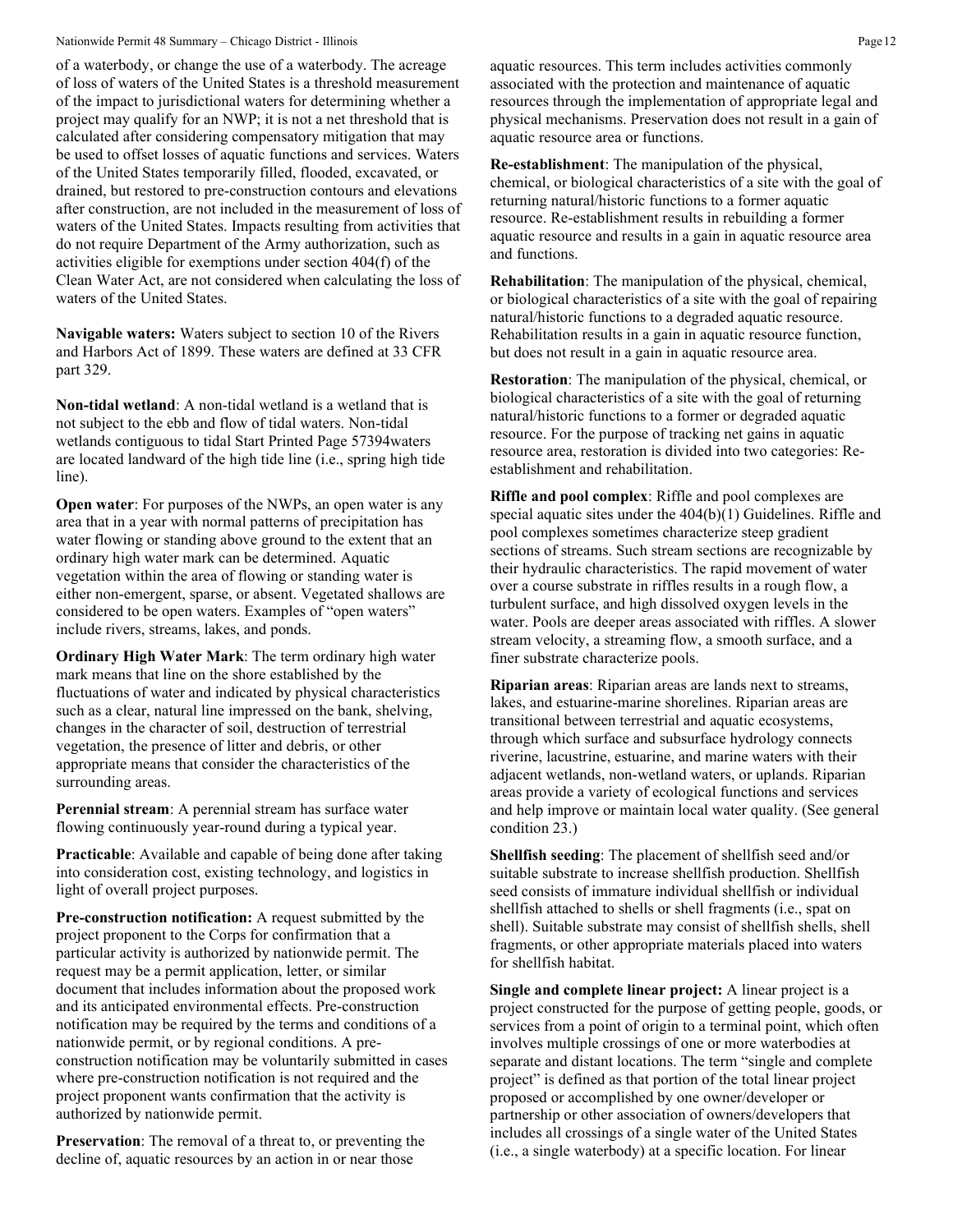of a waterbody, or change the use of a waterbody. The acreage of loss of waters of the United States is a threshold measurement of the impact to jurisdictional waters for determining whether a project may qualify for an NWP; it is not a net threshold that is calculated after considering compensatory mitigation that may be used to offset losses of aquatic functions and services. Waters of the United States temporarily filled, flooded, excavated, or drained, but restored to pre-construction contours and elevations after construction, are not included in the measurement of loss of waters of the United States. Impacts resulting from activities that do not require Department of the Army authorization, such as activities eligible for exemptions under section 404(f) of the Clean Water Act, are not considered when calculating the loss of waters of the United States.

**Navigable waters:** Waters subject to section 10 of the Rivers and Harbors Act of 1899. These waters are defined at 33 CFR part 329.

**Non-tidal wetland**: A non-tidal wetland is a wetland that is not subject to the ebb and flow of tidal waters. Non-tidal wetlands contiguous to tidal Start Printed Page 57394waters are located landward of the high tide line (i.e., spring high tide line).

**Open water**: For purposes of the NWPs, an open water is any area that in a year with normal patterns of precipitation has water flowing or standing above ground to the extent that an ordinary high water mark can be determined. Aquatic vegetation within the area of flowing or standing water is either non-emergent, sparse, or absent. Vegetated shallows are considered to be open waters. Examples of "open waters" include rivers, streams, lakes, and ponds.

**Ordinary High Water Mark**: The term ordinary high water mark means that line on the shore established by the fluctuations of water and indicated by physical characteristics such as a clear, natural line impressed on the bank, shelving, changes in the character of soil, destruction of terrestrial vegetation, the presence of litter and debris, or other appropriate means that consider the characteristics of the surrounding areas.

**Perennial stream**: A perennial stream has surface water flowing continuously year-round during a typical year.

**Practicable**: Available and capable of being done after taking into consideration cost, existing technology, and logistics in light of overall project purposes.

**Pre-construction notification:** A request submitted by the project proponent to the Corps for confirmation that a particular activity is authorized by nationwide permit. The request may be a permit application, letter, or similar document that includes information about the proposed work and its anticipated environmental effects. Pre-construction notification may be required by the terms and conditions of a nationwide permit, or by regional conditions. A pre-construction notification may be voluntarily submitted in cases where pre-construction notification is not required and the project proponent wants confirmation that the activity is authorized by nationwide permit.

**Preservation**: The removal of a threat to, or preventing the decline of, aquatic resources by an action in or near those aquatic resources. This term includes activities commonly associated with the protection and maintenance of aquatic resources through the implementation of appropriate legal and physical mechanisms. Preservation does not result in a gain of aquatic resource area or functions.

**Re-establishment**: The manipulation of the physical, chemical, or biological characteristics of a site with the goal of returning natural/historic functions to a former aquatic resource. Re-establishment results in rebuilding a former aquatic resource and results in a gain in aquatic resource area and functions.

**Rehabilitation**: The manipulation of the physical, chemical, or biological characteristics of a site with the goal of repairing natural/historic functions to a degraded aquatic resource. Rehabilitation results in a gain in aquatic resource function, but does not result in a gain in aquatic resource area.

**Restoration**: The manipulation of the physical, chemical, or biological characteristics of a site with the goal of returning natural/historic functions to a former or degraded aquatic resource. For the purpose of tracking net gains in aquatic resource area, restoration is divided into two categories: Re-establishment and rehabilitation.

**Riffle and pool complex**: Riffle and pool complexes are special aquatic sites under the 404(b)(1) Guidelines. Riffle and pool complexes sometimes characterize steep gradient sections of streams. Such stream sections are recognizable by their hydraulic characteristics. The rapid movement of water over a course substrate in riffles results in a rough flow, a turbulent surface, and high dissolved oxygen levels in the water. Pools are deeper areas associated with riffles. A slower stream velocity, a streaming flow, a smooth surface, and a finer substrate characterize pools.

**Riparian areas**: Riparian areas are lands next to streams, lakes, and estuarine-marine shorelines. Riparian areas are transitional between terrestrial and aquatic ecosystems, through which surface and subsurface hydrology connects riverine, lacustrine, estuarine, and marine waters with their adjacent wetlands, non-wetland waters, or uplands. Riparian areas provide a variety of ecological functions and services and help improve or maintain local water quality. (See general condition 23.)

**Shellfish seeding**: The placement of shellfish seed and/or suitable substrate to increase shellfish production. Shellfish seed consists of immature individual shellfish or individual shellfish attached to shells or shell fragments (i.e., spat on shell). Suitable substrate may consist of shellfish shells, shell fragments, or other appropriate materials placed into waters for shellfish habitat.

**Single and complete linear project:** A linear project is a project constructed for the purpose of getting people, goods, or services from a point of origin to a terminal point, which often involves multiple crossings of one or more waterbodies at separate and distant locations. The term "single and complete project" is defined as that portion of the total linear project proposed or accomplished by one owner/developer or partnership or other association of owners/developers that includes all crossings of a single water of the United States (i.e., a single waterbody) at a specific location. For linear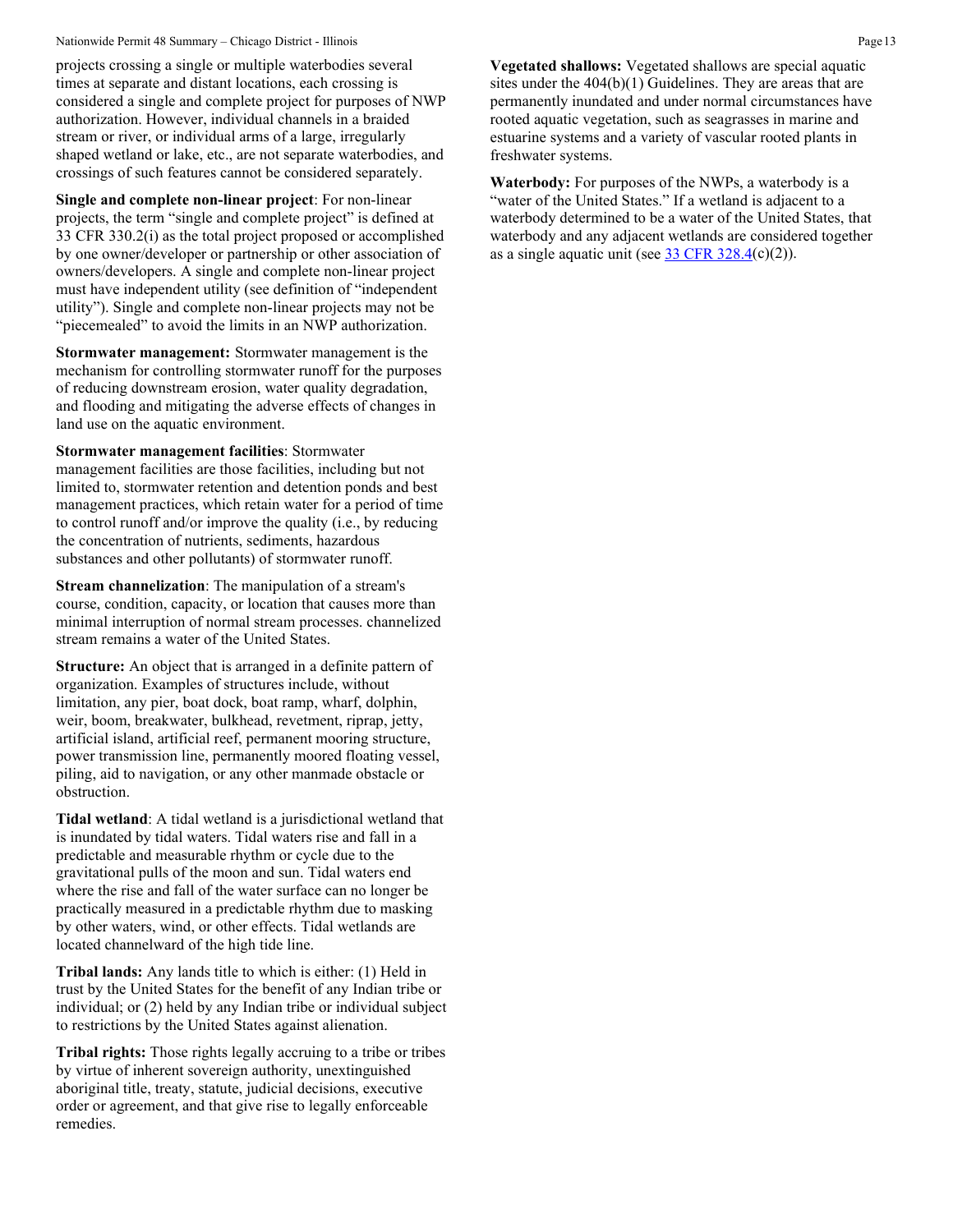projects crossing a single or multiple waterbodies several times at separate and distant locations, each crossing is considered a single and complete project for purposes of NWP authorization. However, individual channels in a braided stream or river, or individual arms of a large, irregularly shaped wetland or lake, etc., are not separate waterbodies, and crossings of such features cannot be considered separately.

**Single and complete non-linear project**: For non-linear projects, the term "single and complete project" is defined at 33 CFR 330.2(i) as the total project proposed or accomplished by one owner/developer or partnership or other association of owners/developers. A single and complete non-linear project must have independent utility (see definition of "independent utility"). Single and complete non-linear projects may not be "piecemealed" to avoid the limits in an NWP authorization.

**Stormwater management:** Stormwater management is the mechanism for controlling stormwater runoff for the purposes of reducing downstream erosion, water quality degradation, and flooding and mitigating the adverse effects of changes in land use on the aquatic environment.

**Stormwater management facilities**: Stormwater management facilities are those facilities, including but not limited to, stormwater retention and detention ponds and best management practices, which retain water for a period of time to control runoff and/or improve the quality (i.e., by reducing the concentration of nutrients, sediments, hazardous substances and other pollutants) of stormwater runoff.

**Stream channelization**: The manipulation of a stream's course, condition, capacity, or location that causes more than minimal interruption of normal stream processes. channelized stream remains a water of the United States.

**Structure:** An object that is arranged in a definite pattern of organization. Examples of structures include, without limitation, any pier, boat dock, boat ramp, wharf, dolphin, weir, boom, breakwater, bulkhead, revetment, riprap, jetty, artificial island, artificial reef, permanent mooring structure, power transmission line, permanently moored floating vessel, piling, aid to navigation, or any other manmade obstacle or obstruction.

**Tidal wetland**: A tidal wetland is a jurisdictional wetland that is inundated by tidal waters. Tidal waters rise and fall in a predictable and measurable rhythm or cycle due to the gravitational pulls of the moon and sun. Tidal waters end where the rise and fall of the water surface can no longer be practically measured in a predictable rhythm due to masking by other waters, wind, or other effects. Tidal wetlands are located channelward of the high tide line.

**Tribal lands:** Any lands title to which is either: (1) Held in trust by the United States for the benefit of any Indian tribe or individual; or (2) held by any Indian tribe or individual subject to restrictions by the United States against alienation.

**Tribal rights:** Those rights legally accruing to a tribe or tribes by virtue of inherent sovereign authority, unextinguished aboriginal title, treaty, statute, judicial decisions, executive order or agreement, and that give rise to legally enforceable remedies.

**Vegetated shallows:** Vegetated shallows are special aquatic sites under the 404(b)(1) Guidelines. They are areas that are permanently inundated and under normal circumstances have rooted aquatic vegetation, such as seagrasses in marine and estuarine systems and a variety of vascular rooted plants in freshwater systems.

**Waterbody:** For purposes of the NWPs, a waterbody is a "water of the United States." If a wetland is adjacent to a waterbody determined to be a water of the United States, that waterbody and any adjacent wetlands are considered together as a single aquatic unit (see 33 CFR 328.4(c)(2)).